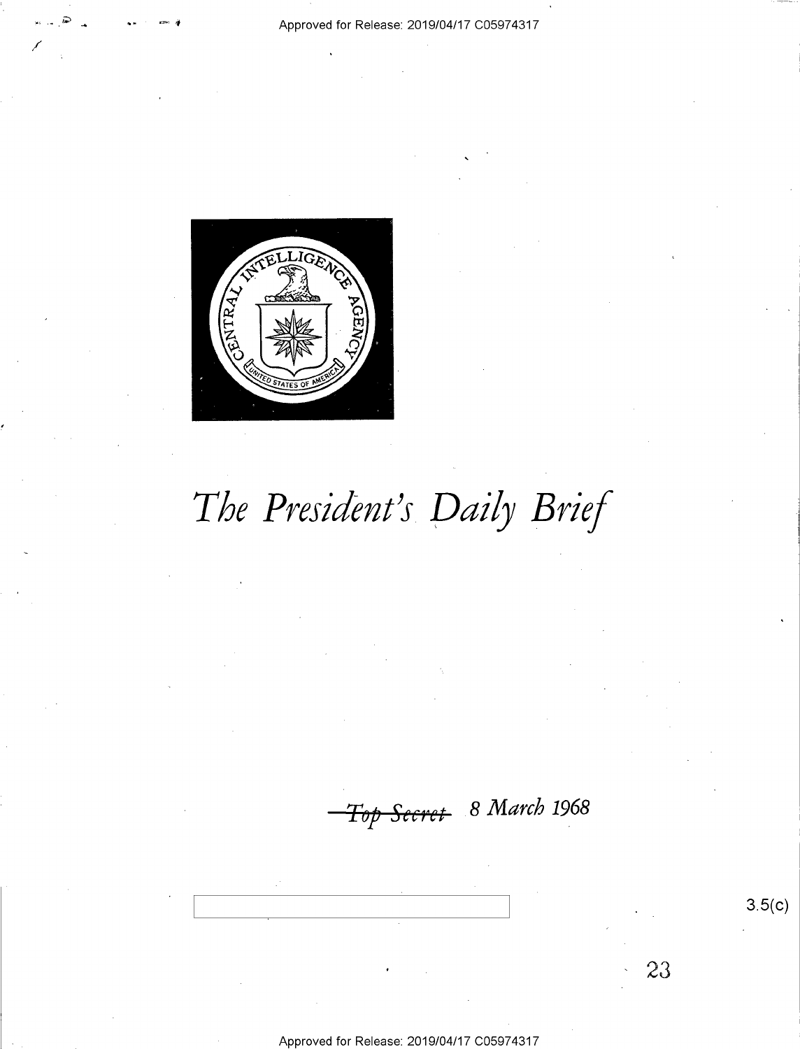Approved for Release: 2019/04/17 C05974317

# *The President's Daily Brief*

~~*Top Secret*~~ *8 March 1968*

3.5(c)

23

Approved for Release: 2019/04/17 C05974317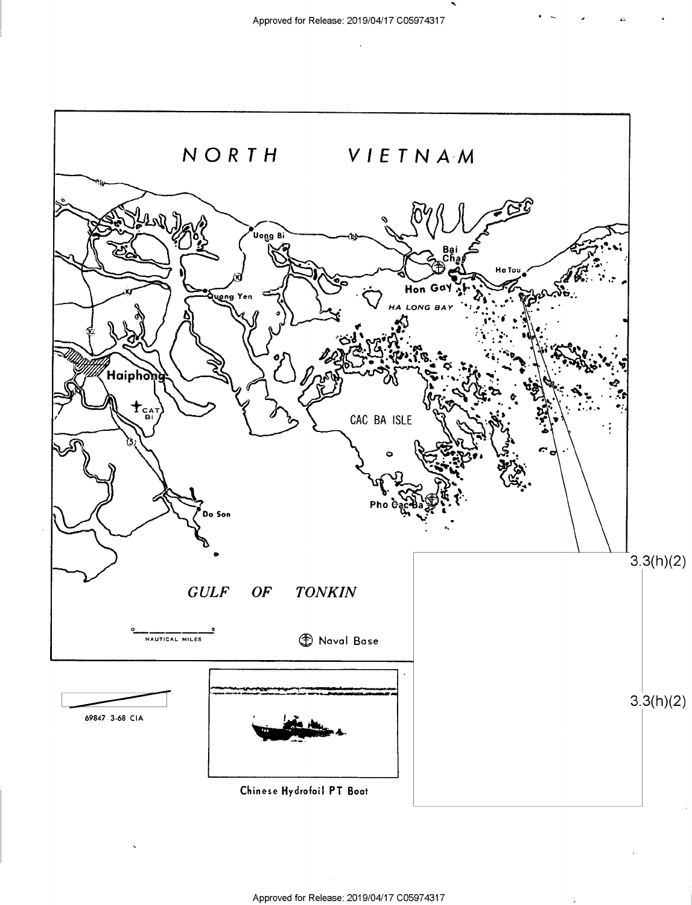NORTH VIETNAM

Uong Bi

Bai Chay

Hon Gay

Ha Tou

HA LONG BAY

Quang Yen

Haiphong

CAT BI

CAC BA ISLE

Pho Cac Ba

Do Son

GULF OF TONKIN

0 5
NAUTICAL MILES

Naval Base

3.3(h)(2)

3.3(h)(2)

69847 3-68 CIA

Chinese Hydrofoil PT Boat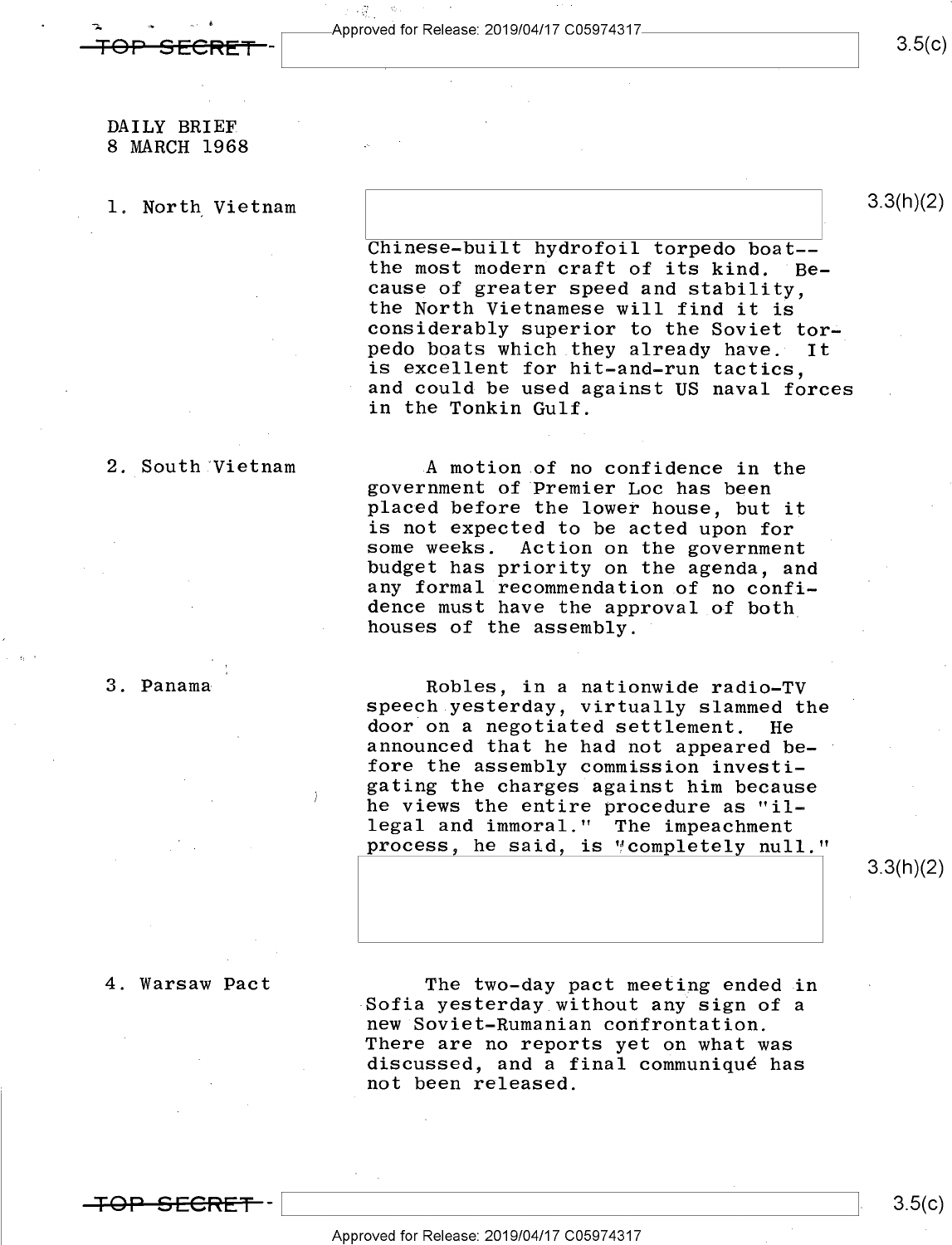DAILY BRIEF
8 MARCH 1968

1. North Vietnam

Chinese-built hydrofoil torpedo boat--the most modern craft of its kind. Because of greater speed and stability, the North Vietnamese will find it is considerably superior to the Soviet torpedo boats which they already have. It is excellent for hit-and-run tactics, and could be used against US naval forces in the Tonkin Gulf.

2. South Vietnam

A motion of no confidence in the government of Premier Loc has been placed before the lower house, but it is not expected to be acted upon for some weeks. Action on the government budget has priority on the agenda, and any formal recommendation of no confidence must have the approval of both houses of the assembly.

3. Panama

Robles, in a nationwide radio-TV speech yesterday, virtually slammed the door on a negotiated settlement. He announced that he had not appeared before the assembly commission investigating the charges against him because he views the entire procedure as "illegal and immoral." The impeachment process, he said, is "completely null."

4. Warsaw Pact

The two-day pact meeting ended in Sofia yesterday without any sign of a new Soviet-Rumanian confrontation. There are no reports yet on what was discussed, and a final communiqué has not been released.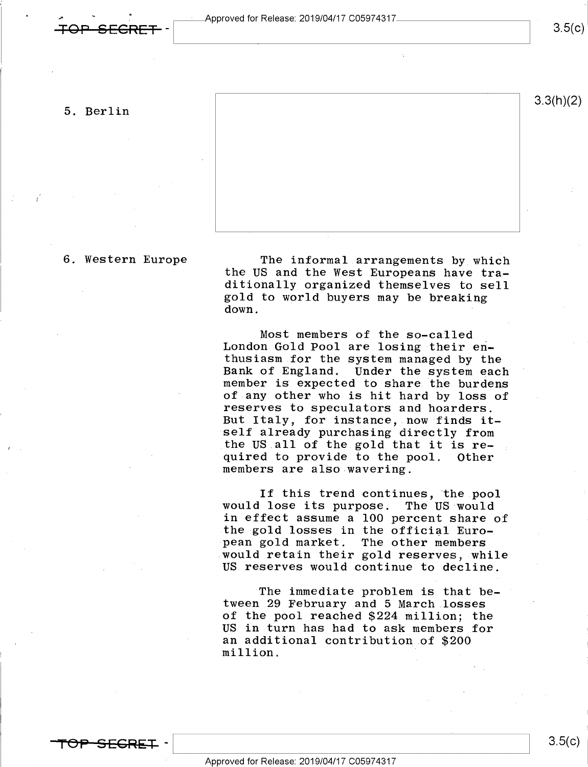5. Berlin

6. Western Europe

The informal arrangements by which the US and the West Europeans have traditionally organized themselves to sell gold to world buyers may be breaking down.

Most members of the so-called London Gold Pool are losing their enthusiasm for the system managed by the Bank of England. Under the system each member is expected to share the burdens of any other who is hit hard by loss of reserves to speculators and hoarders. But Italy, for instance, now finds itself already purchasing directly from the US all of the gold that it is required to provide to the pool. Other members are also wavering.

If this trend continues, the pool would lose its purpose. The US would in effect assume a 100 percent share of the gold losses in the official European gold market. The other members would retain their gold reserves, while US reserves would continue to decline.

The immediate problem is that between 29 February and 5 March losses of the pool reached $224 million; the US in turn has had to ask members for an additional contribution of $200 million.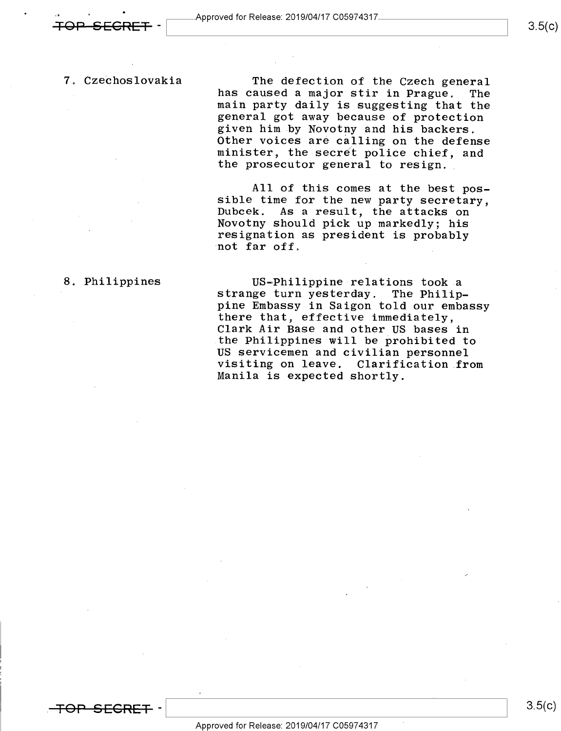7. Czechoslovakia

The defection of the Czech general has caused a major stir in Prague. The main party daily is suggesting that the general got away because of protection given him by Novotny and his backers. Other voices are calling on the defense minister, the secret police chief, and the prosecutor general to resign.

All of this comes at the best possible time for the new party secretary, Dubcek. As a result, the attacks on Novotny should pick up markedly; his resignation as president is probably not far off.

8. Philippines

US-Philippine relations took a strange turn yesterday. The Philippine Embassy in Saigon told our embassy there that, effective immediately, Clark Air Base and other US bases in the Philippines will be prohibited to US servicemen and civilian personnel visiting on leave. Clarification from Manila is expected shortly.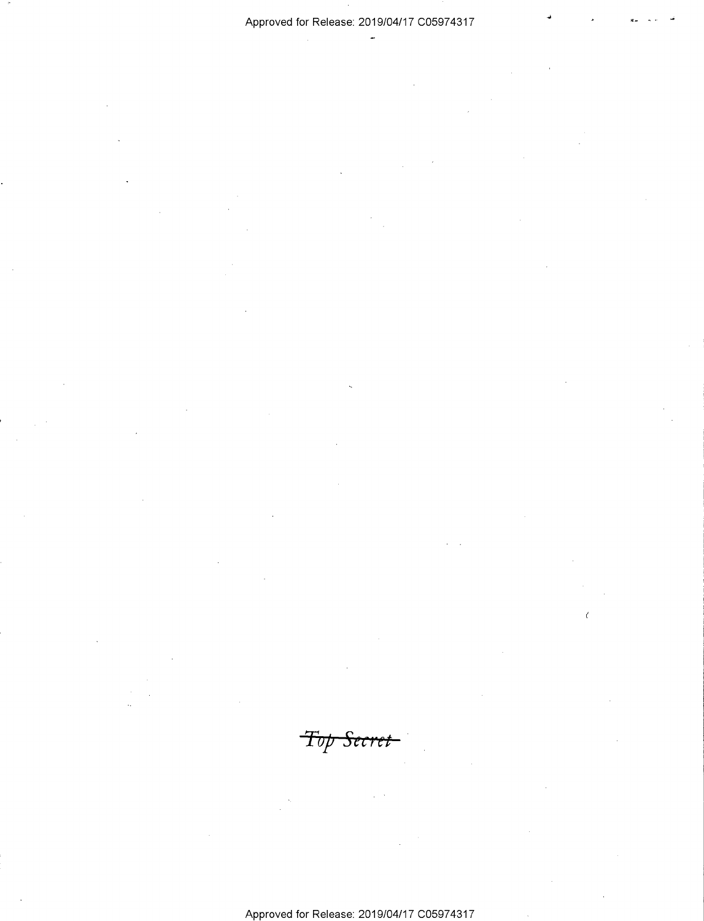~~Top Secret~~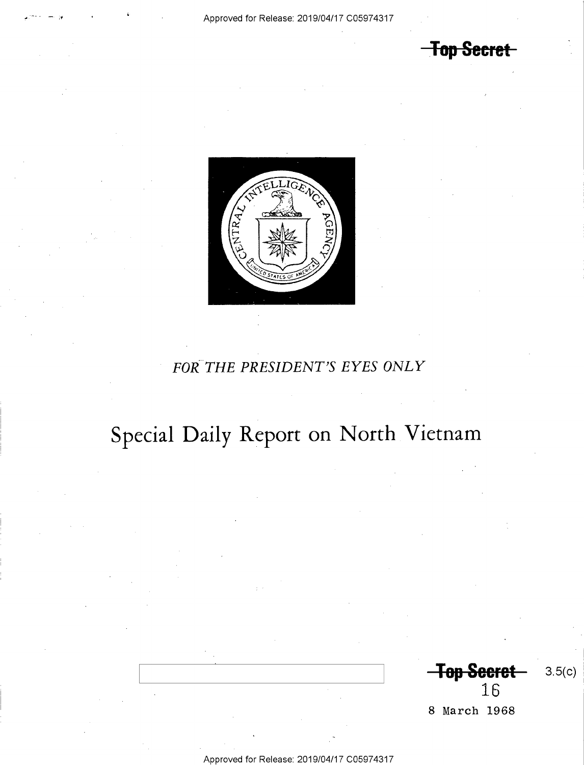~~Top Secret~~

FOR THE PRESIDENT'S EYES ONLY

# Special Daily Report on North Vietnam

~~Top Secret~~ 3.5(c)

16

8 March 1968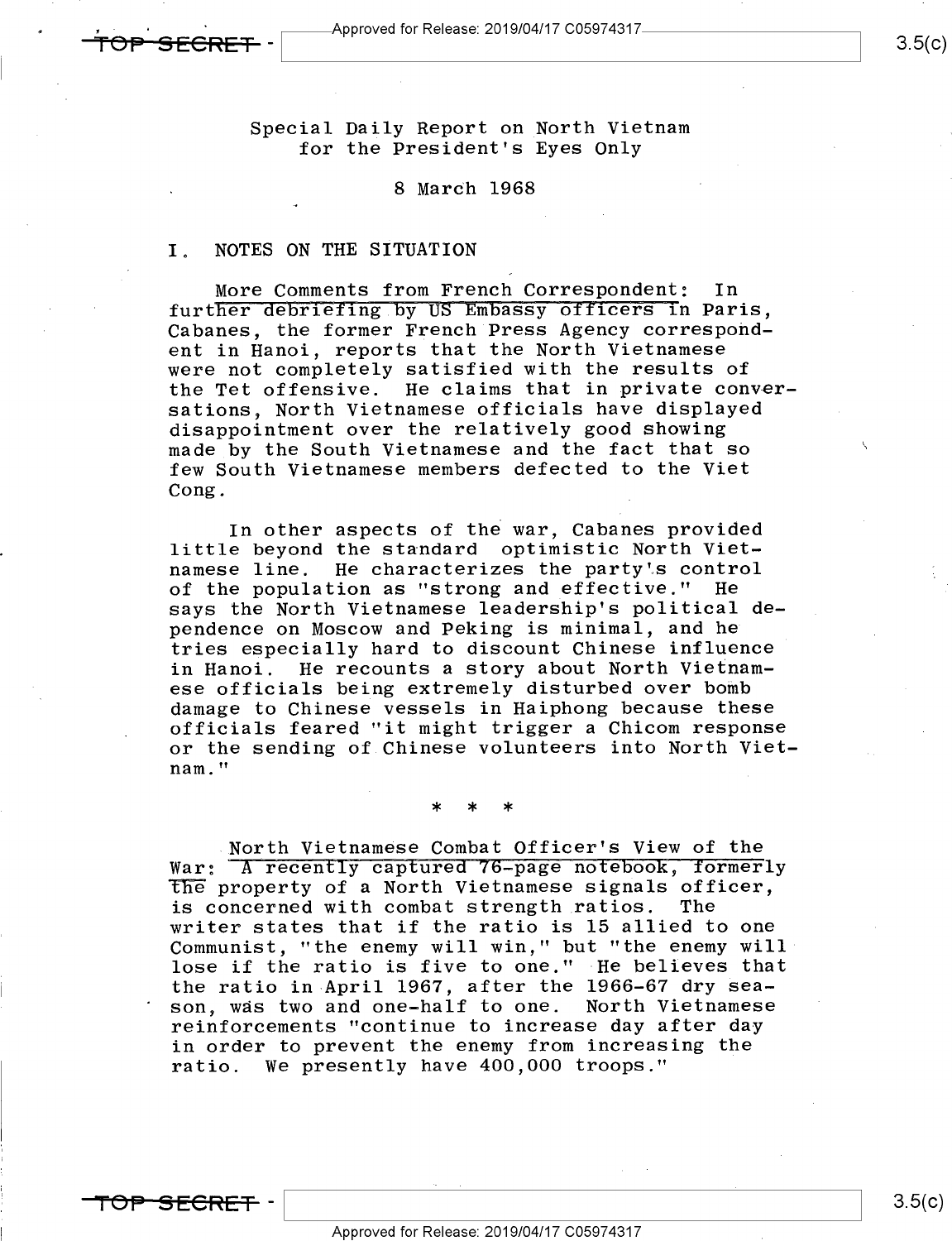Special Daily Report on North Vietnam
for the President's Eyes Only

8 March 1968

## I. NOTES ON THE SITUATION

More Comments from French Correspondent: In further debriefing by US Embassy officers in Paris, Cabanes, the former French Press Agency correspondent in Hanoi, reports that the North Vietnamese were not completely satisfied with the results of the Tet offensive. He claims that in private conversations, North Vietnamese officials have displayed disappointment over the relatively good showing made by the South Vietnamese and the fact that so few South Vietnamese members defected to the Viet Cong.

In other aspects of the war, Cabanes provided little beyond the standard optimistic North Vietnamese line. He characterizes the party's control of the population as "strong and effective." He says the North Vietnamese leadership's political dependence on Moscow and Peking is minimal, and he tries especially hard to discount Chinese influence in Hanoi. He recounts a story about North Vietnamese officials being extremely disturbed over bomb damage to Chinese vessels in Haiphong because these officials feared "it might trigger a Chicom response or the sending of Chinese volunteers into North Vietnam."

\* \* \*

North Vietnamese Combat Officer's View of the War: A recently captured 76-page notebook, formerly the property of a North Vietnamese signals officer, is concerned with combat strength ratios. The writer states that if the ratio is 15 allied to one Communist, "the enemy will win," but "the enemy will lose if the ratio is five to one." He believes that the ratio in April 1967, after the 1966-67 dry season, was two and one-half to one. North Vietnamese reinforcements "continue to increase day after day in order to prevent the enemy from increasing the ratio. We presently have 400,000 troops."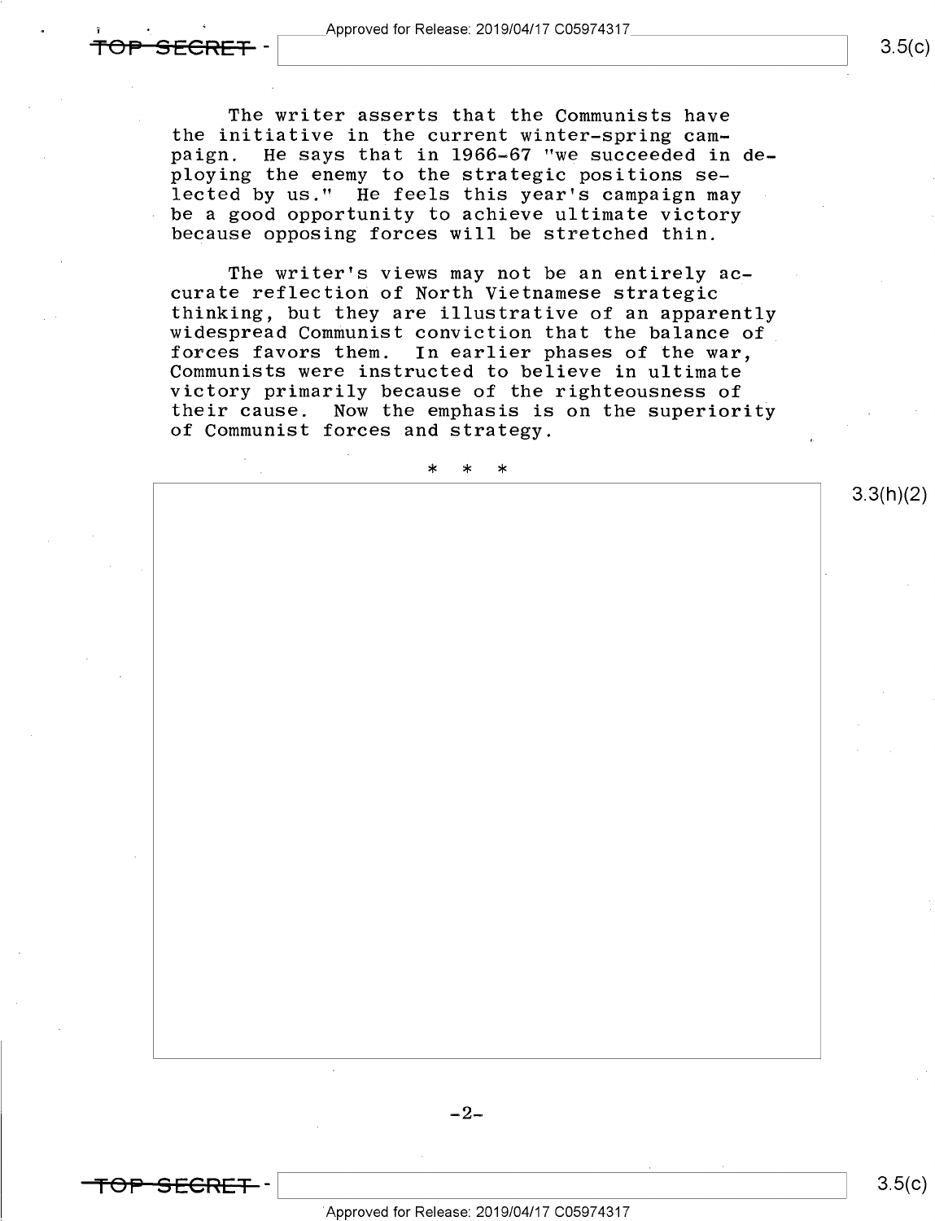The writer asserts that the Communists have the initiative in the current winter-spring campaign. He says that in 1966-67 "we succeeded in deploying the enemy to the strategic positions selected by us." He feels this year's campaign may be a good opportunity to achieve ultimate victory because opposing forces will be stretched thin.

The writer's views may not be an entirely accurate reflection of North Vietnamese strategic thinking, but they are illustrative of an apparently widespread Communist conviction that the balance of forces favors them. In earlier phases of the war, Communists were instructed to believe in ultimate victory primarily because of the righteousness of their cause. Now the emphasis is on the superiority of Communist forces and strategy.

* * *

3.3(h)(2)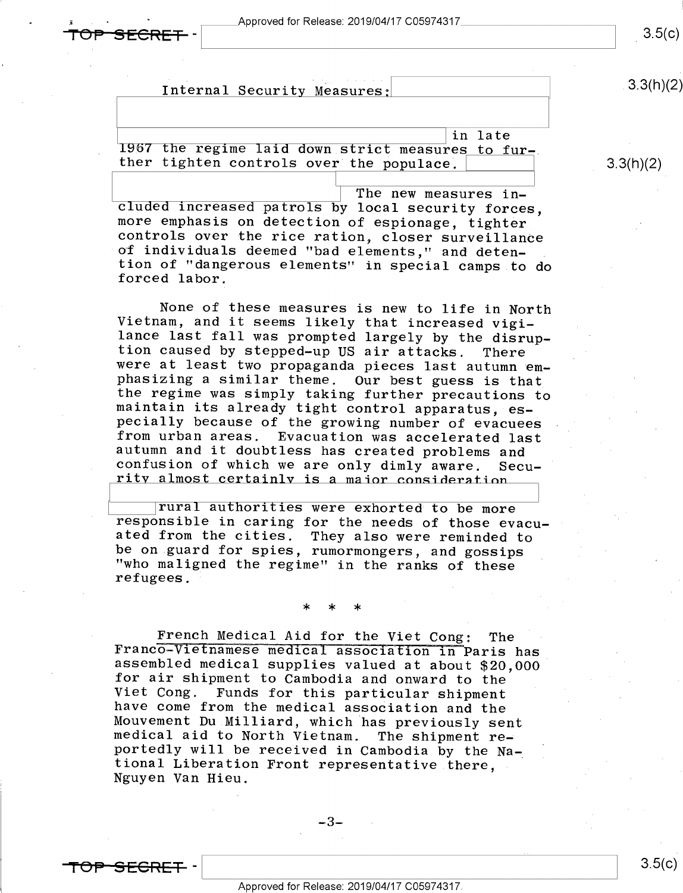Internal Security Measures: in late 1967 the regime laid down strict measures to further tighten controls over the populace. The new measures included increased patrols by local security forces, more emphasis on detection of espionage, tighter controls over the rice ration, closer surveillance of individuals deemed "bad elements," and detention of "dangerous elements" in special camps to do forced labor.

None of these measures is new to life in North Vietnam, and it seems likely that increased vigilance last fall was prompted largely by the disruption caused by stepped-up US air attacks. There were at least two propaganda pieces last autumn emphasizing a similar theme. Our best guess is that the regime was simply taking further precautions to maintain its already tight control apparatus, especially because of the growing number of evacuees from urban areas. Evacuation was accelerated last autumn and it doubtless has created problems and confusion of which we are only dimly aware. Security almost certainly is a major consideration rural authorities were exhorted to be more responsible in caring for the needs of those evacuated from the cities. They also were reminded to be on guard for spies, rumormongers, and gossips "who maligned the regime" in the ranks of these refugees.

\* \* \*

French Medical Aid for the Viet Cong: The Franco-Vietnamese medical association in Paris has assembled medical supplies valued at about $20,000 for air shipment to Cambodia and onward to the Viet Cong. Funds for this particular shipment have come from the medical association and the Mouvement Du Milliard, which has previously sent medical aid to North Vietnam. The shipment reportedly will be received in Cambodia by the National Liberation Front representative there, Nguyen Van Hieu.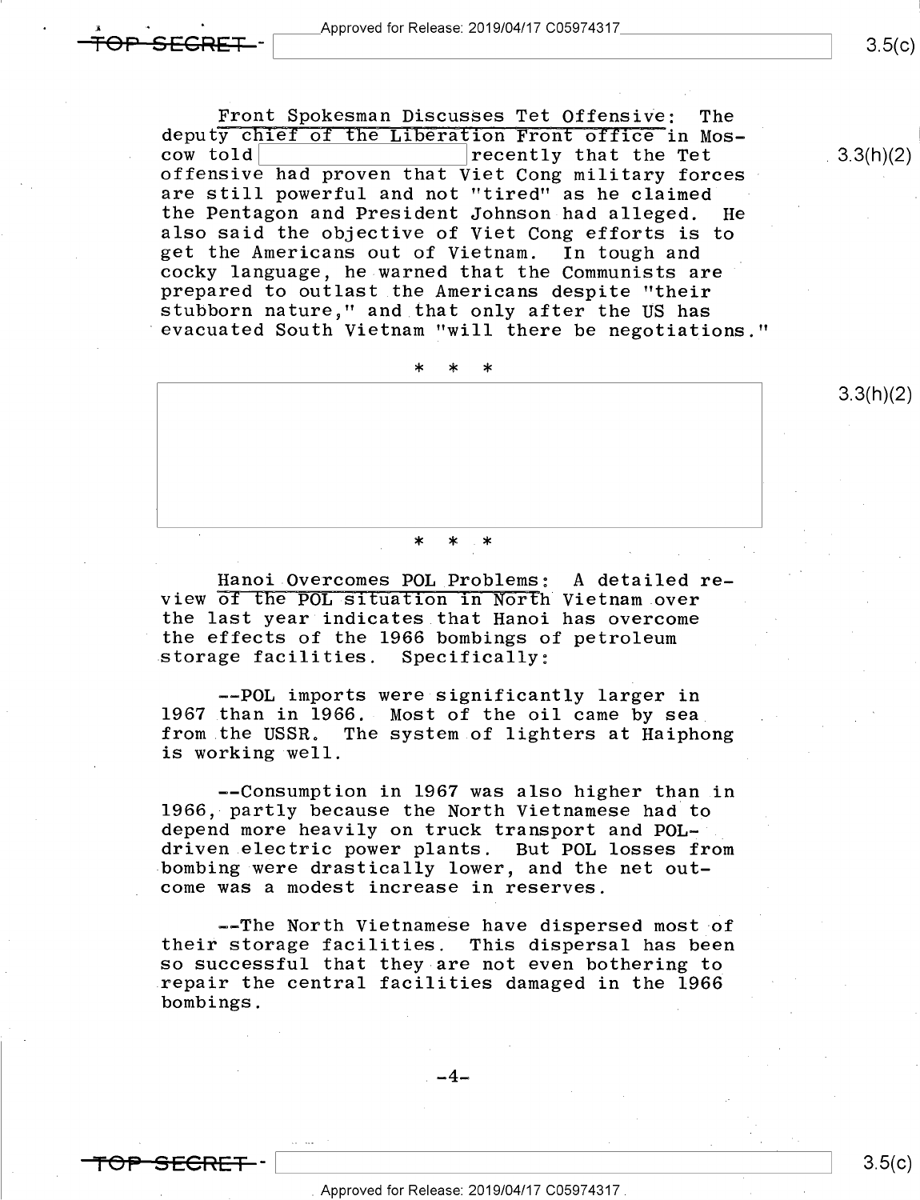Front Spokesman Discusses Tet Offensive: The deputy chief of the Liberation Front office in Moscow told [redacted] recently that the Tet offensive had proven that Viet Cong military forces are still powerful and not "tired" as he claimed the Pentagon and President Johnson had alleged. He also said the objective of Viet Cong efforts is to get the Americans out of Vietnam. In tough and cocky language, he warned that the Communists are prepared to outlast the Americans despite "their stubborn nature," and that only after the US has evacuated South Vietnam "will there be negotiations."

3.3(h)(2)

* * *

[redacted]

3.3(h)(2)

* * *

Hanoi Overcomes POL Problems: A detailed review of the POL situation in North Vietnam over the last year indicates that Hanoi has overcome the effects of the 1966 bombings of petroleum storage facilities. Specifically:

--POL imports were significantly larger in 1967 than in 1966. Most of the oil came by sea from the USSR. The system of lighters at Haiphong is working well.

--Consumption in 1967 was also higher than in 1966, partly because the North Vietnamese had to depend more heavily on truck transport and POL-driven electric power plants. But POL losses from bombing were drastically lower, and the net outcome was a modest increase in reserves.

--The North Vietnamese have dispersed most of their storage facilities. This dispersal has been so successful that they are not even bothering to repair the central facilities damaged in the 1966 bombings.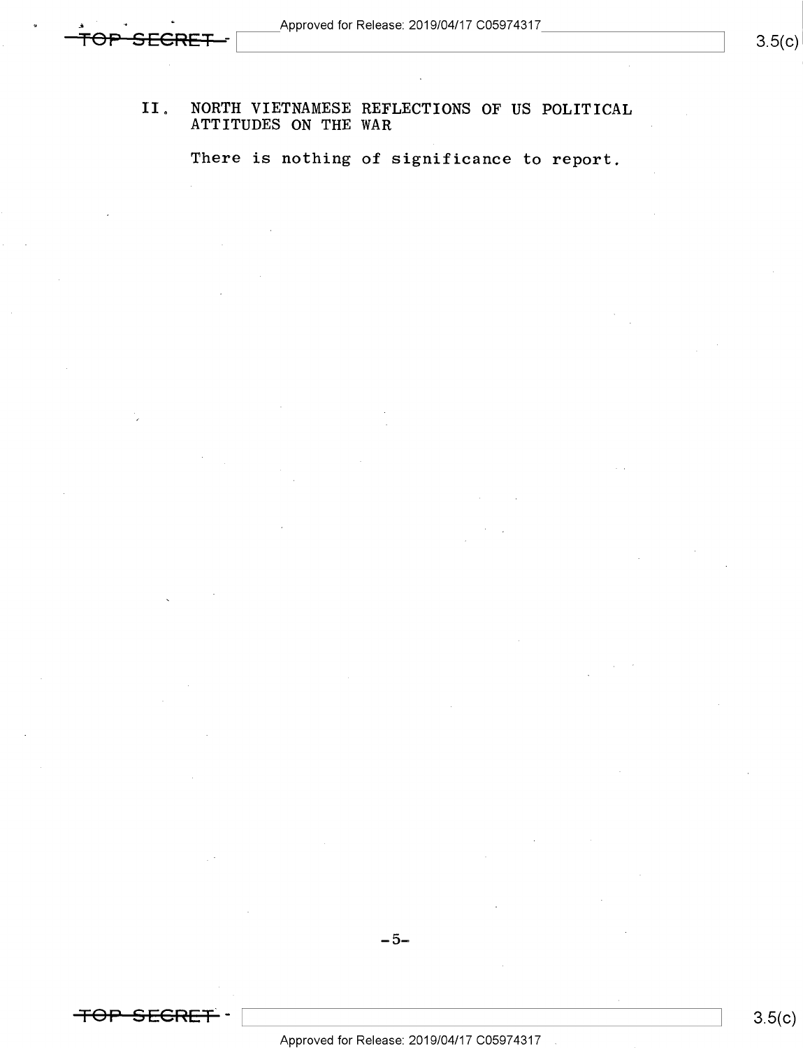## II. NORTH VIETNAMESE REFLECTIONS OF US POLITICAL ATTITUDES ON THE WAR

There is nothing of significance to report.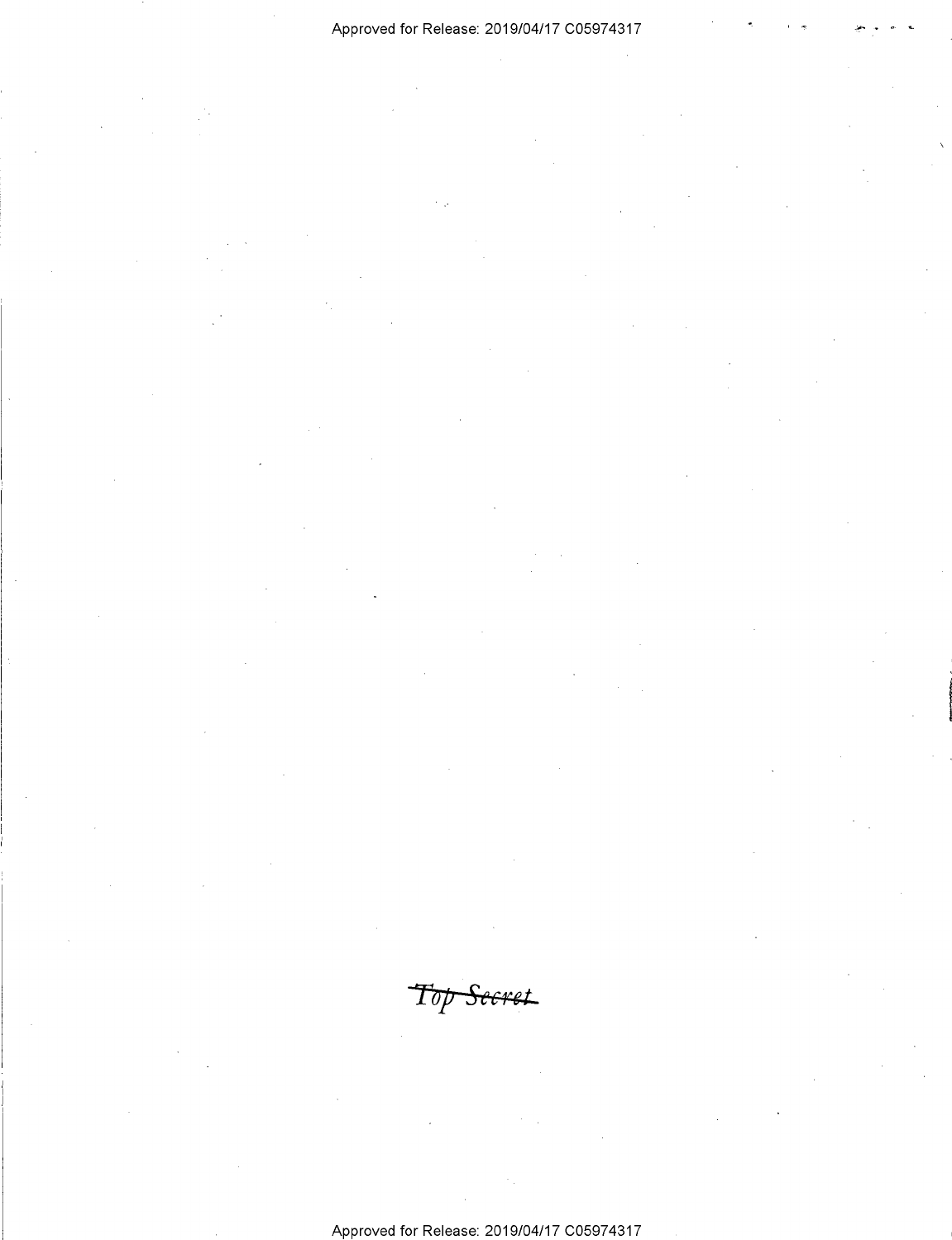~~Top Secret~~